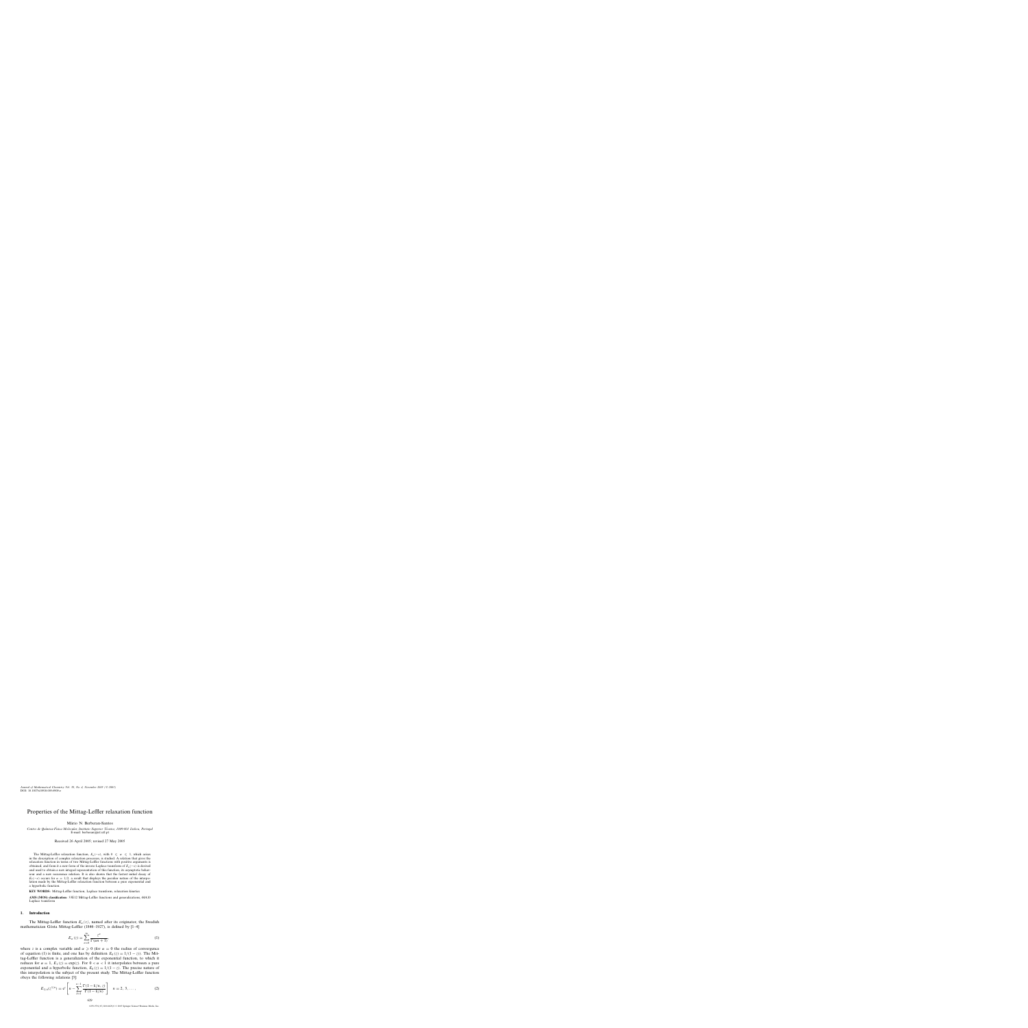# Properties of the Mittag-Leffler relaxation function

Mário N. Berberan-Santos

*Centro de Química-Física Molecular, Instituto Superior Técnico, 1049-001 Lisboa, Portugal*
E-mail: berberan@ist.utl.pt

Received 26 April 2005; revised 27 May 2005

The Mittag-Leffler relaxation function, $E_\alpha(-t)$, with $0 \leq \alpha \leq 1$, which arises in the description of complex relaxation processes, is studied. A relation that gives the relaxation function in terms of two Mittag-Leffler functions with positive arguments is obtained, and from it a new form of the inverse Laplace transform of $E_\alpha(-t)$ is derived and used to obtain a new integral representation of this function, its asymptotic behaviour and a new recurrence relation. It is also shown that the fastest initial decay of $E_\alpha(-t)$ occurs for $\alpha = 1/2$, a result that displays the peculiar nature of the interpolation made by the Mittag-Leffler relaxation function between a pure exponential and a hyperbolic function.

**KEY WORDS:** Mittag-Leffler function, Laplace transform, relaxation kinetics

**AMS (MOS) classification:** 33E12 Mittag-Leffler functions and generalizations, 44A10 Laplace transform

## 1. Introduction

The Mittag-Leffler function $E_\alpha(z)$, named after its originator, the Swedish mathematician Gösta Mittag-Leffler (1846–1927), is defined by [1–4]

$$E_\alpha(z) = \sum_{n=0}^{\infty} \frac{z^n}{\Gamma(\alpha n + 1)}, \tag{1}$$

where $z$ is a complex variable and $\alpha \geq 0$ (for $\alpha = 0$ the radius of convergence of equation (1) is finite, and one has by definition $E_0(z) = 1/(1-z)$). The Mittag-Leffler function is a generalization of the exponential function, to which it reduces for $\alpha = 1$, $E_1(z) = \exp(z)$. For $0 < \alpha < 1$ it interpolates between a pure exponential and a hyperbolic function, $E_0(z) = 1/(1-z)$. The precise nature of this interpolation is the subject of the present study. The Mittag-Leffler function obeys the following relations [5]

$$E_{1/n}(z^{1/n}) = e^z \left[ n - \sum_{k=1}^{n-1} \frac{\Gamma(1-k/n, z)}{\Gamma(1-k/n)} \right] \quad n = 2, 3, \ldots, \tag{2}$$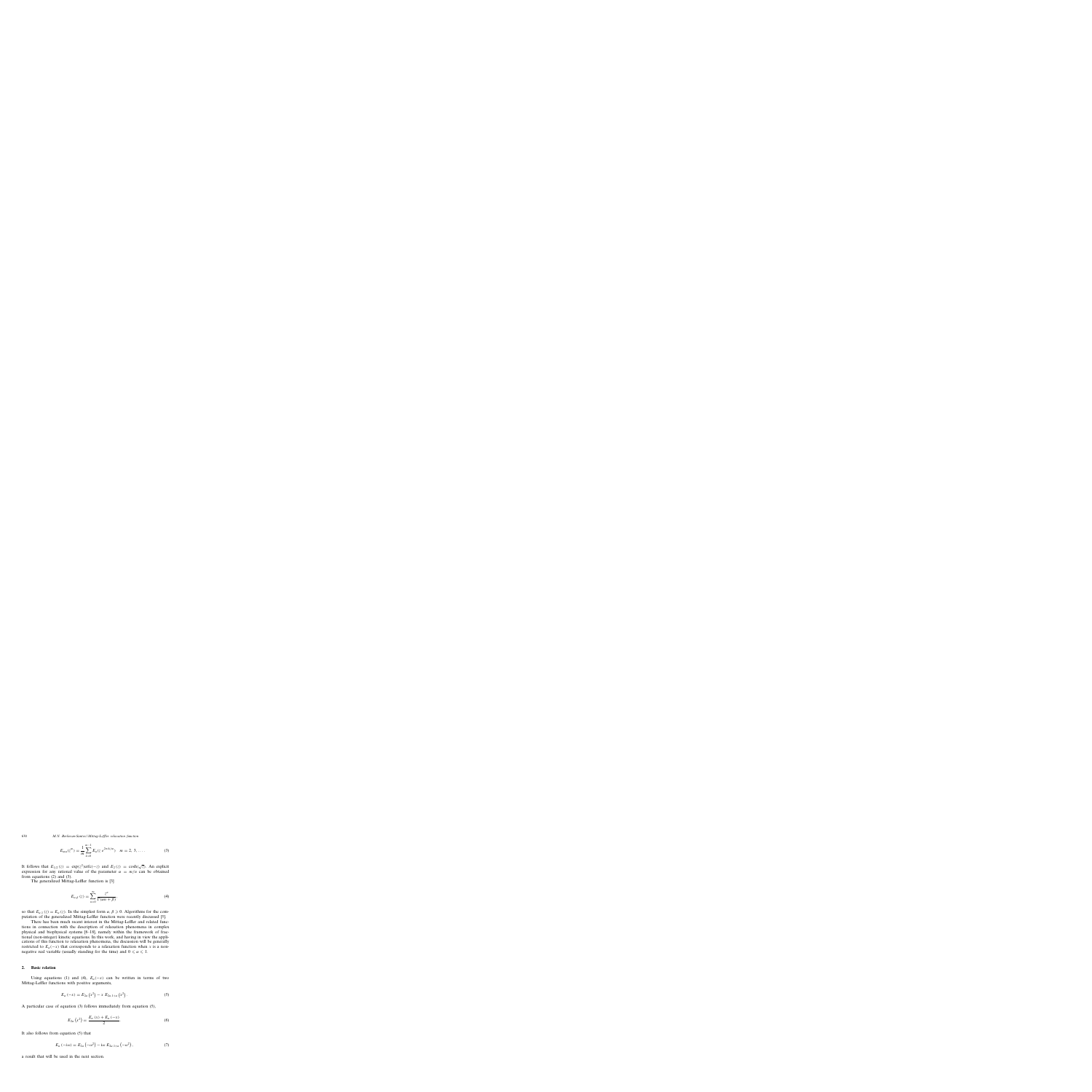$$E_{m\alpha}(z^m) = \frac{1}{m}\sum_{k=0}^{m-1} E_\alpha(z\, e^{2\pi i k/m}), \quad m = 2,\, 3,\, \ldots . \tag{3}$$

It follows that $E_{1/2}(z) = \exp(z^2)\text{erfc}(-z)$ and $E_2(z) = \cosh(\sqrt{z})$. An explicit expression for any rational value of the parameter $\alpha = m/n$ can be obtained from equations (2) and (3).

The generalized Mittag-Leffler function is [3]

$$E_{\alpha,\beta}(z) = \sum_{n=0}^{\infty} \frac{z^n}{\Gamma(\alpha n + \beta)}, \tag{4}$$

so that $E_{\alpha,1}(z) = E_\alpha(z)$. In the simplest form $\alpha, \beta \geqslant 0$. Algorithms for the computation of the generalized Mittag-Leffler function were recently discussed [5].

There has been much recent interest in the Mittag-Leffler and related functions in connection with the description of relaxation phenomena in complex physical and biophysical systems [8–18], namely within the framework of fractional (non-integer) kinetic equations. In this work, and having in view the applications of this function to relaxation phenomena, the discussion will be generally restricted to $E_\alpha(-x)$ that corresponds to a relaxation function when $x$ is a non-negative real variable (usually standing for the time) and $0 \leqslant \alpha \leqslant 1$.

## 2. Basic relation

Using equations (1) and (4), $E_\alpha(-x)$ can be written in terms of two Mittag-Leffler functions with positive arguments,

$$E_\alpha(-x) = E_{2\alpha}\left(x^2\right) - x\, E_{2\alpha,1+\alpha}\left(x^2\right). \tag{5}$$

A particular case of equation (3) follows immediately from equation (5),

$$E_{2\alpha}\left(x^2\right) = \frac{E_\alpha(x) + E_\alpha(-x)}{2}. \tag{6}$$

It also follows from equation (5) that

$$E_\alpha(-i\omega) = E_{2\alpha}\left(-\omega^2\right) - i\omega\, E_{2\alpha,1+\alpha}\left(-\omega^2\right), \tag{7}$$

a result that will be used in the next section.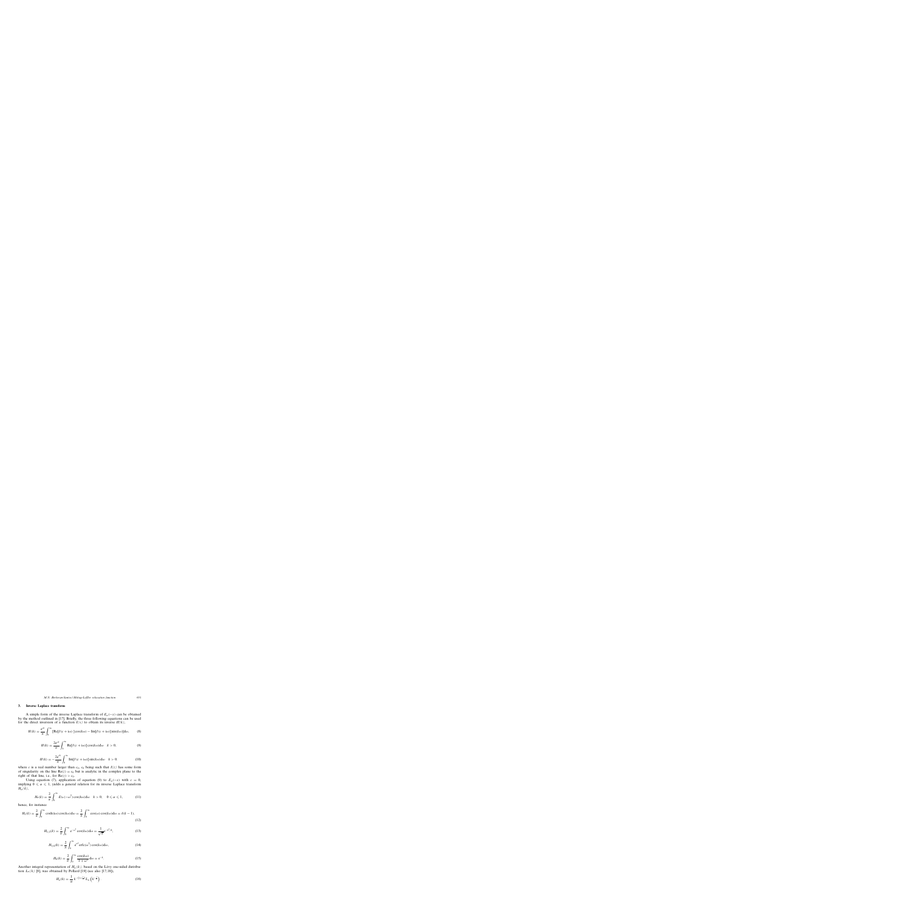## 3. Inverse Laplace transform

A simple form of the inverse Laplace transform of $E_\alpha(-x)$ can be obtained by the method outlined in [17]. Briefly, the three following equations can be used for the direct inversion of a function $I(x)$ to obtain its inverse $H(k)$,

$$H(k) = \frac{e^{ck}}{\pi}\int_0^\infty [\mathrm{Re}[I(c+i\omega)]\cos(k\omega) - \mathrm{Im}[I(c+i\omega)]\sin(k\omega)]\mathrm{d}\omega, \tag{8}$$

$$H(k) = \frac{2e^{ck}}{\pi}\int_0^\infty \mathrm{Re}[I(c+i\omega)]\cos(k\omega)\mathrm{d}\omega \quad k > 0, \tag{9}$$

$$H(k) = -\frac{2e^{ck}}{\pi}\int_0^\infty \mathrm{Im}[I(c+i\omega)]\sin(k\omega)\mathrm{d}\omega \quad k > 0, \tag{10}$$

where $c$ is a real number larger than $c_0$, $c_0$ being such that $I(z)$ has some form of singularity on the line $\mathrm{Re}(z) = c_0$ but is analytic in the complex plane to the right of that line, i.e., for $\mathrm{Re}(z) > c_0$.

Using equation (7), application of equation (9) to $E_\alpha(-x)$ with $c = 0$, implying $0 \leqslant \alpha \leqslant 1$, yields a general relation for its inverse Laplace transform $H_\alpha(k)$,

$$H_\alpha(k) = \frac{2}{\pi}\int_0^\infty E_{2\alpha}(-\omega^2)\cos(k\omega)\mathrm{d}\omega \quad k > 0, \quad 0 \leqslant \alpha \leqslant 1, \tag{11}$$

hence, for instance

$$H_1(k) = \frac{2}{\pi}\int_0^\infty \cosh(i\omega)\cos(k\omega)\mathrm{d}\omega = \frac{2}{\pi}\int_0^\infty \cos(\omega)\cos(k\omega)\mathrm{d}\omega = \delta(k-1), \tag{12}$$

$$H_{1/2}(k) = \frac{2}{\pi}\int_0^\infty e^{-\omega^2}\cos(k\omega)\mathrm{d}\omega = \frac{1}{\sqrt{\pi}}e^{-k^2/4}, \tag{13}$$

$$H_{1/4}(k) = \frac{2}{\pi}\int_0^\infty e^{\omega^2}\mathrm{erfc}(\omega^2)\cos(k\omega)\mathrm{d}\omega, \tag{14}$$

$$H_0(k) = \frac{2}{\pi}\int_0^\infty \frac{\cos(k\omega)}{1+\omega^2}\mathrm{d}\omega = e^{-k}. \tag{15}$$

Another integral representation of $H_\alpha(k)$, based on the Lévy one-sided distribution $L_\alpha(k)$ [8], was obtained by Pollard [19] (see also [17,18]),

$$H_\alpha(k) = \frac{1}{\alpha}k^{-\left(1+\frac{1}{\alpha}\right)}L_\alpha\left(k^{-\frac{1}{\alpha}}\right), \tag{16}$$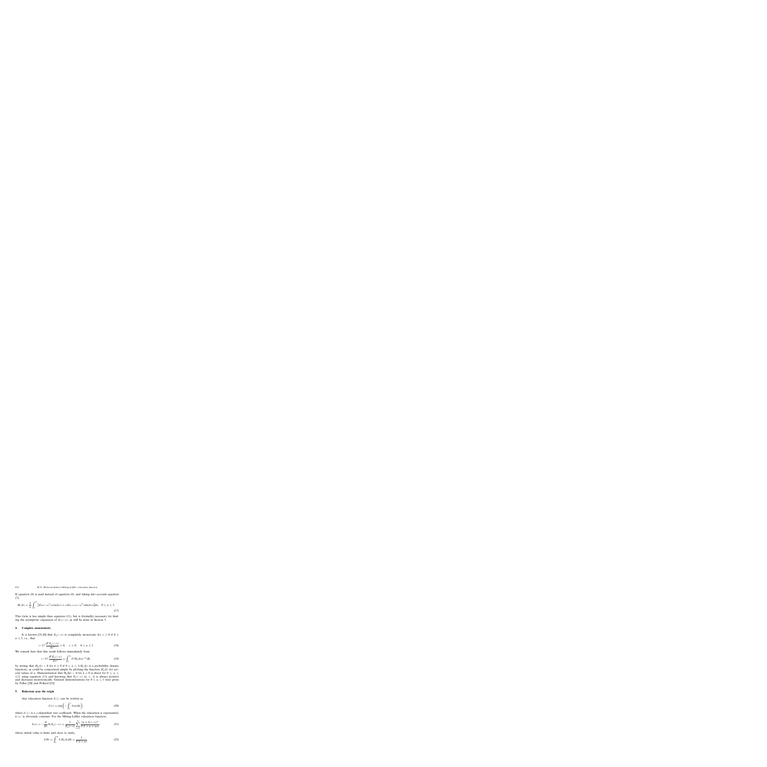If equation (8) is used instead of equation (9), and taking into account equation (7),

$$H_\alpha(k) = \frac{2}{\pi}\int_0^\infty \left[E_{2\alpha}(-\omega^2)\cos(k\omega) + \omega E_{2\alpha,1+\alpha}(-\omega^2)\sin(k\omega)\right]d\omega \quad 0 \leqslant \alpha \leqslant 1. \tag{17}$$

This form is less simple than equation (11), but is (formally) necessary for finding the asymptotic expansion of $E_\alpha(-x)$, as will be done in Section 5.

## 4. Complete monotonicity

It is known [19,20] that $E_\alpha(-x)$ is completely monotonic for $x \geqslant 0$ if $0 \leqslant \alpha \leqslant 1$, i.e., that

$$(-1)^n \frac{d^n E_\alpha(-x)}{dx^n} \geqslant 0, \quad x \geqslant 0, \quad 0 \leqslant \alpha \leqslant 1. \tag{18}$$

We remark here that this result follows immediately from

$$(-1)^n \frac{d^n E_\alpha(-x)}{dx^n} = \int_0^\infty k^n H_\alpha(k) e^{-kx} dk, \tag{19}$$

by noting that $H_\alpha(k) > 0$ for $k \geqslant 0$ if $0 \leqslant \alpha \leqslant 1$ ($H_\alpha(k)$ is a probability density function), as could be conjectured simply by plotting the function $H_\alpha(k)$ for several values of $\alpha$. Demonstration that $H_\alpha(k) > 0$ for $k \geqslant 0$ is direct for $0 \leqslant \alpha \leqslant 1/2$, using equation (11) and knowing that $E_\alpha(-x)$ ($\alpha \leqslant 1$) is always positive and decreases monotonically. General demonstrations for $0 \leqslant \alpha \leqslant 1$ were given by Feller [20] and Pollard [19].

## 5. Behaviour near the origin

Any relaxation function $J(x)$ can be written as

$$J(x) = \exp\left(-\int_0^x k(u)du\right), \tag{20}$$

where $k(x)$ is a $x$-dependent rate coefficient. When the relaxation is exponential, $k(x)$ is obviously constant. For the Mittag-Leffler relaxation function,

$$k(x) = -\frac{d}{dx}\ln E_\alpha(-x) = \frac{1}{E_\alpha(-x)}\sum_{n=0}^\infty \frac{(n+1)(-x)^n}{\Gamma(1+\alpha+\alpha n)}, \tag{21}$$

whose initial value is finite and close to unity,

$$k(0) = \int_0^\infty k\, H_\alpha(k)dk = \frac{1}{\Gamma(1+\alpha)}. \tag{22}$$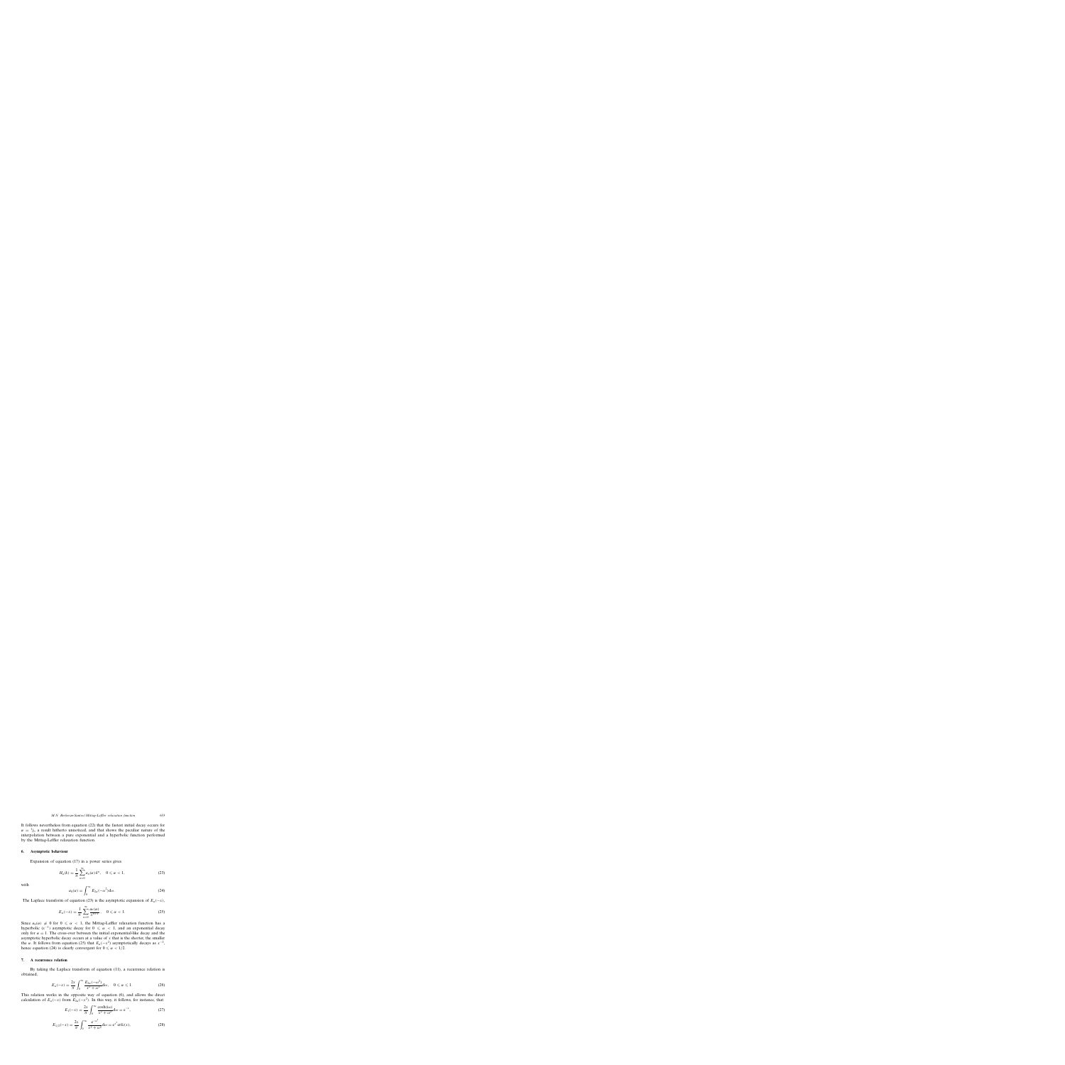It follows nevertheless from equation (22) that the fastest initial decay occurs for $\alpha = {}^{1}/_{2}$, a result hitherto unnoticed, and that shows the peculiar nature of the interpolation between a pure exponential and a hyperbolic function performed by the Mittag-Leffler relaxation function.

## 6. Asymptotic behaviour

Expansion of equation (17) in a power series gives

$$H_{\alpha}(k) = \frac{1}{\pi}\sum_{n=0}^{\infty} a_{n}(\alpha)k^{n}, \quad 0 \leqslant \alpha < 1, \tag{23}$$

with

$$a_{0}(\alpha) = \int_{0}^{\infty} E_{2\alpha}(-u^{2})\mathrm{d}u. \tag{24}$$

The Laplace transform of equation (23) is the asymptotic expansion of $E_{\alpha}(-x)$,

$$E_{\alpha}(-x) \approx \frac{1}{\pi}\sum_{n=0}^{\infty} \frac{a_{n}(\alpha)}{x^{n+1}}, \quad 0 \leqslant \alpha < 1. \tag{25}$$

Since $a_{0}(\alpha) \neq 0$ for $0 \leqslant \alpha < 1$, the Mittag-Leffler relaxation function has a hyperbolic ($x^{-1}$) asymptotic decay for $0 \leqslant \alpha < 1$, and an exponential decay only for $\alpha = 1$. The cross-over between the initial exponential-like decay and the asymptotic hyperbolic decay occurs at a value of $x$ that is the shorter, the smaller the $\alpha$. It follows from equation (25) that $E_{\alpha}(-x^{2})$ asymptotically decays as $x^{-2}$, hence equation (24) is clearly convergent for $0 \leqslant \alpha < 1/2$.

## 7. A recurrence relation

By taking the Laplace transform of equation (11), a recurrence relation is obtained,

$$E_{\alpha}(-x) = \frac{2x}{\pi}\int_{0}^{\infty}\frac{E_{2\alpha}(-u^{2})}{x^{2}+u^{2}}\mathrm{d}u, \quad 0 \leqslant \alpha \leqslant 1. \tag{26}$$

This relation works in the opposite way of equation (6), and allows the direct calculation of $E_{\alpha}(-x)$ from $E_{2\alpha}(-x^{2})$. In this way, it follows, for instance, that

$$E_{1}(-x) = \frac{2x}{\pi}\int_{0}^{\infty}\frac{\cos(u)}{x^{2}+u^{2}}\mathrm{d}u = \mathrm{e}^{-x}, \tag{27}$$

$$E_{1/2}(-x) = \frac{2x}{\pi}\int_{0}^{\infty}\frac{\mathrm{e}^{-u^{2}}}{x^{2}+u^{2}}\mathrm{d}u = \mathrm{e}^{x^{2}}\operatorname{erfc}(x), \tag{28}$$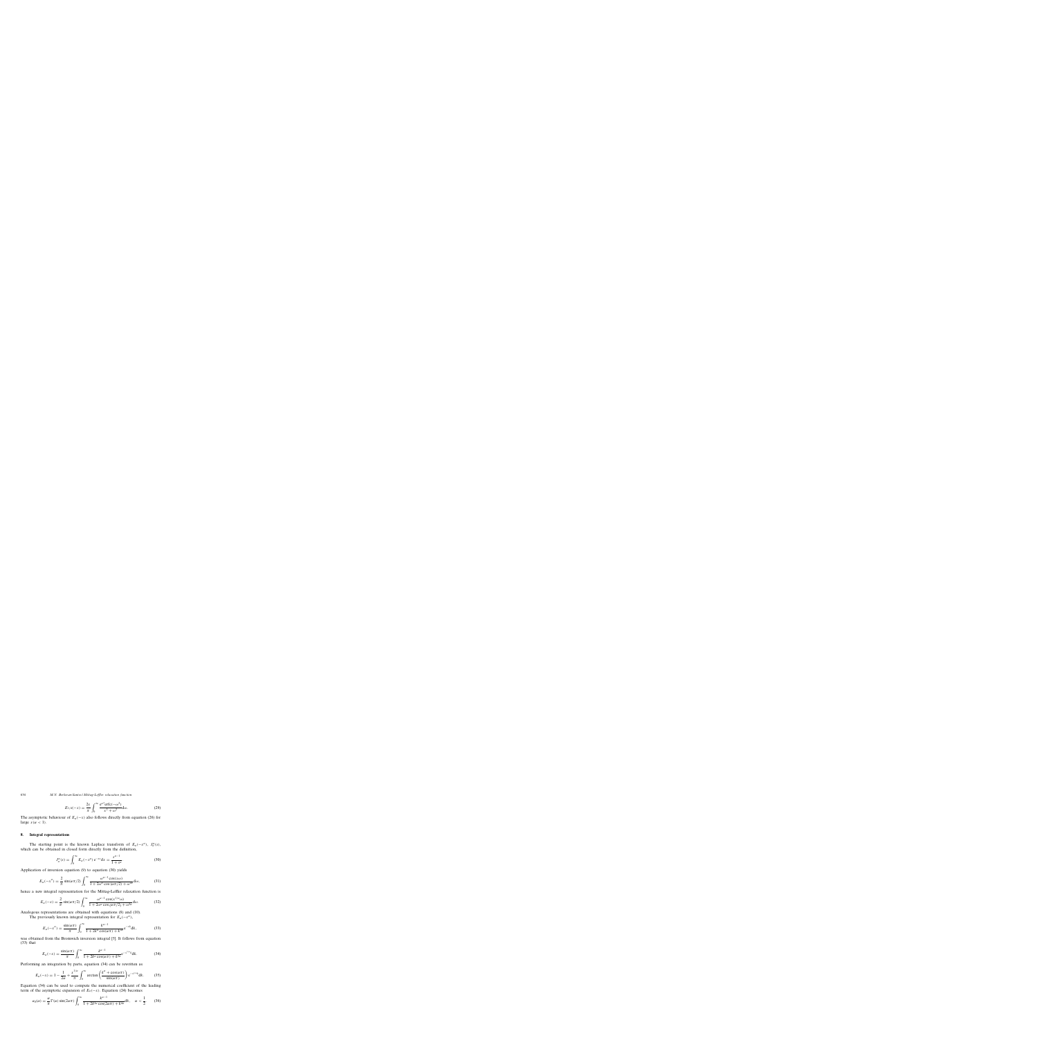$$E_{1/2}(-x) = \frac{2x}{\pi}\int_0^\infty \frac{e^{u^2}\mathrm{erfc}(-u^2)}{x^2+u^2}\mathrm{d}u. \tag{29}$$

The asymptotic behaviour of $E_\alpha(-x)$ also follows directly from equation (28) for large $x$ ($\alpha < 1$).

## 8. Integral representations

The starting point is the known Laplace transform of $E_\alpha(-x^\alpha)$, $J_\alpha^e(s)$, which can be obtained in closed form directly from the definition,

$$J_\alpha^e(s) = \int_0^\infty E_\alpha(-x^\alpha)\,e^{-sx}\mathrm{d}x = \frac{s^{\alpha-1}}{1+s^\alpha}. \tag{30}$$

Application of inversion equation (9) to equation (30) yields

$$E_\alpha(-x^\alpha) = \frac{2}{\pi}\sin(\alpha\pi/2)\int_0^\infty \frac{u^{\alpha-1}\cos(xu)}{1+2u^\alpha\cos(\alpha\pi/2)+u^{2\alpha}}\mathrm{d}u, \tag{31}$$

hence a new integral representation for the Mittag-Leffler relaxation function is

$$E_\alpha(-x) = \frac{2}{\pi}\sin(\alpha\pi/2)\int_0^\infty \frac{u^{\alpha-1}\cos(x^{1/\alpha}u)}{1+2u^\alpha\cos(\alpha\pi/2)+u^{2\alpha}}\mathrm{d}u. \tag{32}$$

Analogous representations are obtained with equations (8) and (10).

The previously known integral representation for $E_\alpha(-x^\alpha)$,

$$E_\alpha(-x^\alpha) = \frac{\sin(\alpha\pi)}{\pi}\int_0^\infty \frac{k^{\alpha-1}}{1+2k^\alpha\cos(\alpha\pi)+k^{2\alpha}}e^{-xk}\mathrm{d}k, \tag{33}$$

was obtained from the Bromwich inversion integral [5]. It follows from equation (33) that

$$E_\alpha(-x) = \frac{\sin(\alpha\pi)}{\pi}\int_0^\infty \frac{k^{\alpha-1}}{1+2k^\alpha\cos(\alpha\pi)+k^{2\alpha}}e^{-x^{1/\alpha}k}\mathrm{d}k. \tag{34}$$

Performing an integration by parts, equation (34) can be rewritten as

$$E_\alpha(-x) = 1 - \frac{1}{2\alpha} + \frac{x^{1/\alpha}}{\pi}\int_0^\infty \arctan\left(\frac{k^\alpha+\cos(\alpha\pi)}{\sin(\alpha\pi)}\right)e^{-x^{1/\alpha}k}\mathrm{d}k. \tag{35}$$

Equation (34) can be used to compute the numerical coefficient of the leading term of the asymptotic expansion of $E_\alpha(-x)$. Equation (24) becomes

$$a_0(\alpha) = \frac{\alpha}{\pi}\Gamma(\alpha)\sin(2\alpha\pi)\int_0^\infty \frac{k^{\alpha-1}}{1+2k^\alpha\cos(2\alpha\pi)+k^{2\alpha}}\mathrm{d}k, \quad \alpha < \frac{1}{2}. \tag{36}$$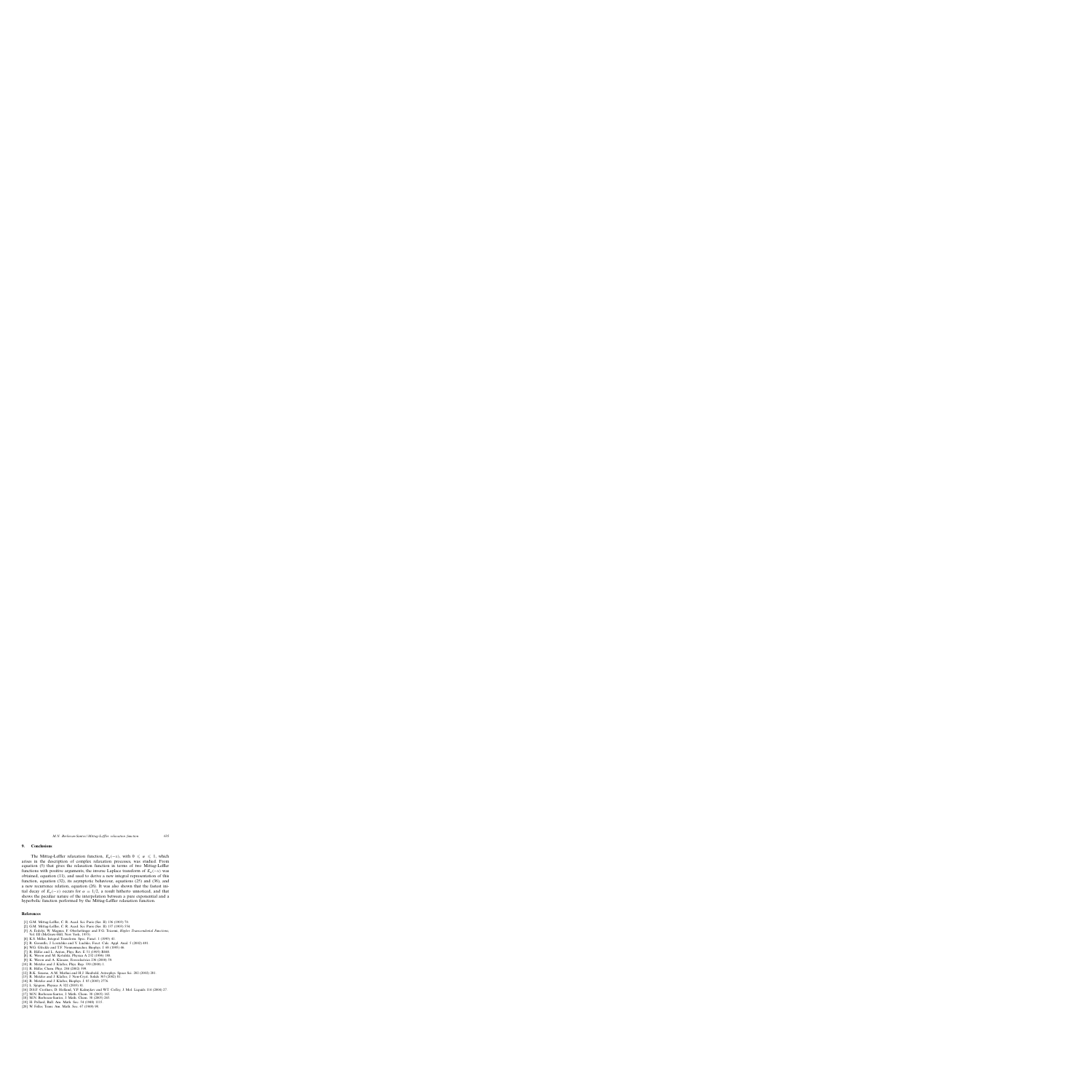## 9. Conclusions

The Mittag-Leffler relaxation function, $E_\alpha(-x)$, with $0 \leqslant \alpha \leqslant 1$, which arises in the description of complex relaxation processes, was studied. From equation (5) that gives the relaxation function in terms of two Mittag-Leffler functions with positive arguments, the inverse Laplace transform of $E_\alpha(-x)$ was obtained, equation (11), and used to derive a new integral representation of this function, equation (32), its asymptotic behaviour, equations (25) and (30), and a new recurrence relation, equation (20). It was also shown that the fastest initial decay of $E_\alpha(-x)$ occurs for $\alpha = 1/2$, a result hitherto unnoticed, and that shows the peculiar nature of the interpolation between a pure exponential and a hyperbolic function performed by the Mittag-Leffler relaxation function.

## References

[1] G.M. Mittag-Leffler, C. R. Acad. Sci. Paris (Ser. II) 136 (1903) 70.
[2] G.M. Mittag-Leffler, C. R. Acad. Sci. Paris (Ser. II) 137 (1903) 554.
[3] A. Erdélyi, W. Magnus, F. Oberhettinger and F.G. Tricomi, *Higher Transcendental Functions*, Vol. III (McGraw-Hill, New York, 1955).
[4] K.S. Miller, Integral Transform. Spec. Funct. 1 (1993) 41.
[5] R. Gorenflo, J. Loutchko and Y. Luchko, Fract. Calc. Appl. Anal. 5 (2002) 491.
[6] W.G. Glöckle and T.F. Nonnenmacher, Biophys. J. 68 (1995) 46.
[7] R. Hilfer and L. Anton, Phys. Rev. E 51 (1995) R848.
[8] K. Weron and M. Kotulski, Physica A 232 (1996) 180.
[9] K. Weron and A. Klauzer, Ferroelectrics 236 (2000) 59.
[10] R. Metzler and J. Klafter, Phys. Rep. 339 (2000) 1.
[11] R. Hilfer, Chem. Phys. 284 (2002) 399.
[12] R.K. Saxena, A.M. Mathai and H.J. Haubold, Astrophys. Space Sci. 281 (2002) 281.
[13] R. Metzler and J. Klafter, J. Non-Cryst. Solids 305 (2002) 81.
[14] R. Metzler and J. Klafter, Biophys. J. 85 (2003) 2776.
[15] L. Sjogren, Physica A 322 (2003) 81.
[16] D.S.F. Crothers, D. Holland, Y.P. Kalmykov and W.T. Coffey, J. Mol. Liquids 114 (2004) 27.
[17] M.N. Berberan-Santos, J. Math. Chem. 38 (2005) 165.
[18] M.N. Berberan-Santos, J. Math. Chem. 38 (2005) 265.
[19] H. Pollard, Bull. Am. Math. Soc. 54 (1948) 1115.
[20] W. Feller, Trans. Am. Math. Soc. 67 (1949) 98.